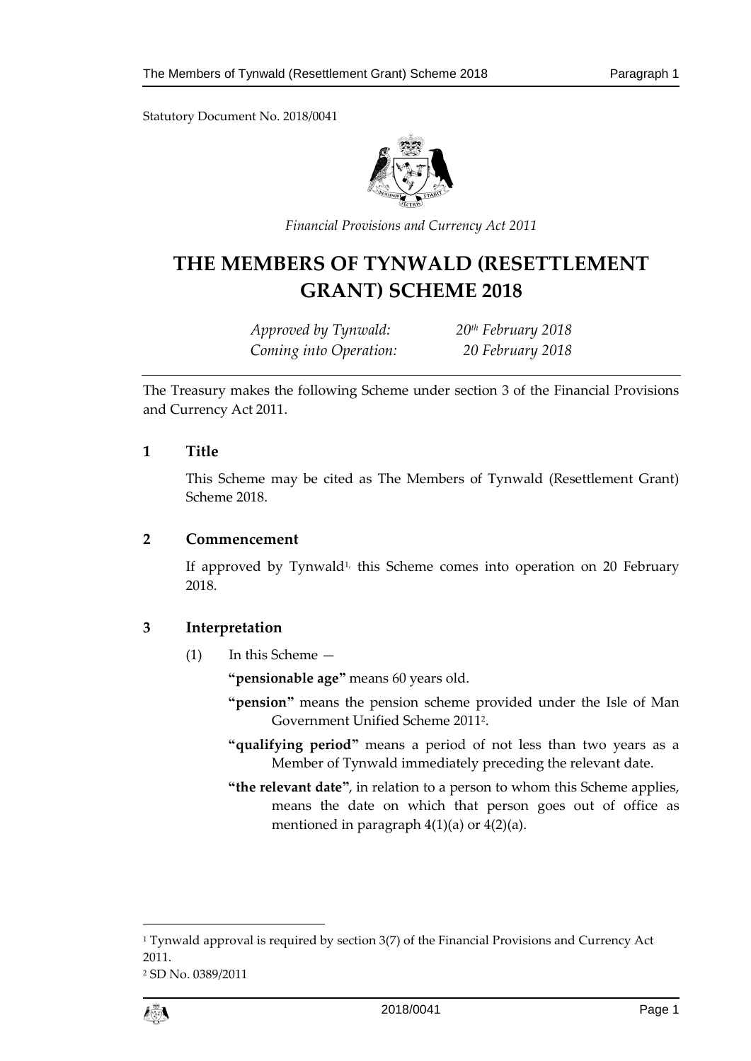Statutory Document No. 2018/0041

*Financial Provisions and Currency Act 2011*

# THE MEMBERS OF TYNWALD (RESETTLEMENT GRANT) SCHEME 2018

*Approved by Tynwald:* *20th February 2018*
*Coming into Operation:* *20 February 2018*

The Treasury makes the following Scheme under section 3 of the Financial Provisions and Currency Act 2011.

## 1 Title

This Scheme may be cited as The Members of Tynwald (Resettlement Grant) Scheme 2018.

## 2 Commencement

If approved by Tynwald[1], this Scheme comes into operation on 20 February 2018.

## 3 Interpretation

(1) In this Scheme —

**"pensionable age"** means 60 years old.

**"pension"** means the pension scheme provided under the Isle of Man Government Unified Scheme 2011[2].

**"qualifying period"** means a period of not less than two years as a Member of Tynwald immediately preceding the relevant date.

**"the relevant date"**, in relation to a person to whom this Scheme applies, means the date on which that person goes out of office as mentioned in paragraph 4(1)(a) or 4(2)(a).

---

[1] Tynwald approval is required by section 3(7) of the Financial Provisions and Currency Act 2011.

[2] SD No. 0389/2011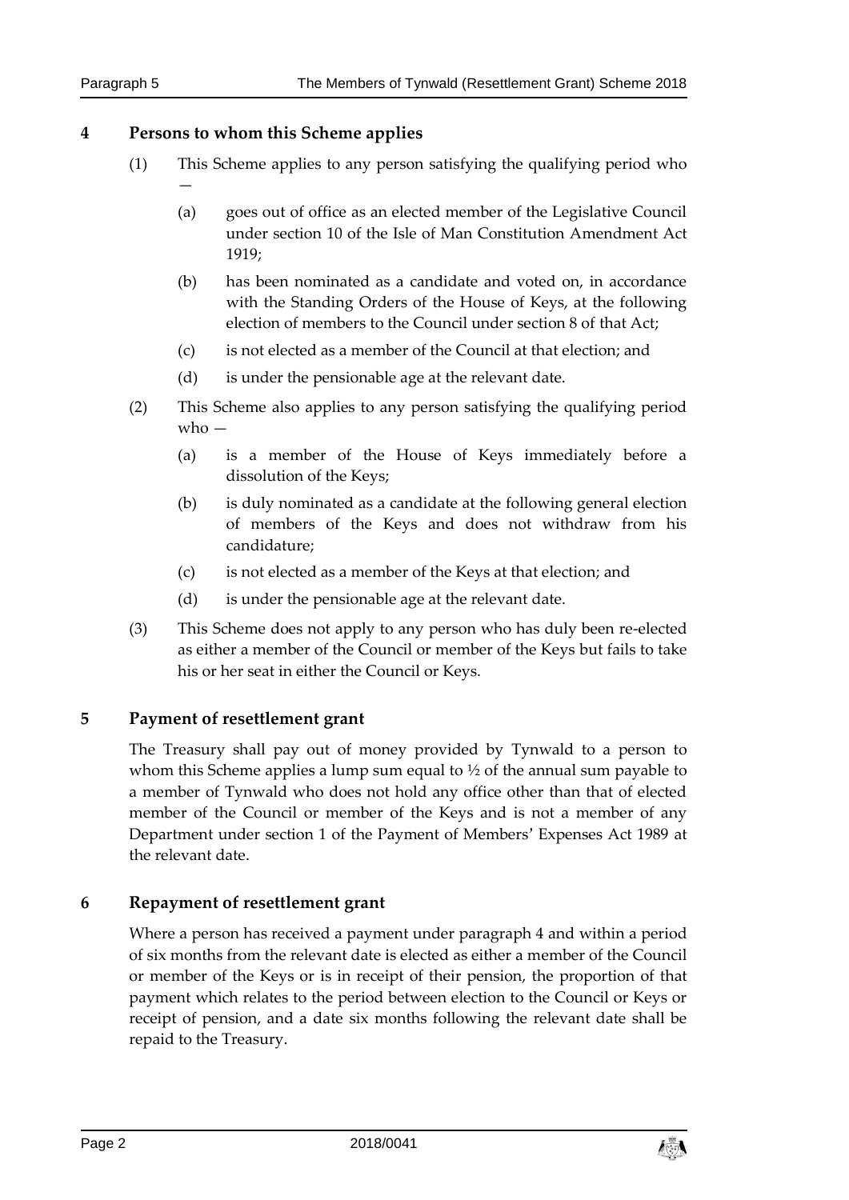## 4 Persons to whom this Scheme applies

(1) This Scheme applies to any person satisfying the qualifying period who —

(a) goes out of office as an elected member of the Legislative Council under section 10 of the Isle of Man Constitution Amendment Act 1919;

(b) has been nominated as a candidate and voted on, in accordance with the Standing Orders of the House of Keys, at the following election of members to the Council under section 8 of that Act;

(c) is not elected as a member of the Council at that election; and

(d) is under the pensionable age at the relevant date.

(2) This Scheme also applies to any person satisfying the qualifying period who —

(a) is a member of the House of Keys immediately before a dissolution of the Keys;

(b) is duly nominated as a candidate at the following general election of members of the Keys and does not withdraw from his candidature;

(c) is not elected as a member of the Keys at that election; and

(d) is under the pensionable age at the relevant date.

(3) This Scheme does not apply to any person who has duly been re-elected as either a member of the Council or member of the Keys but fails to take his or her seat in either the Council or Keys.

## 5 Payment of resettlement grant

The Treasury shall pay out of money provided by Tynwald to a person to whom this Scheme applies a lump sum equal to ½ of the annual sum payable to a member of Tynwald who does not hold any office other than that of elected member of the Council or member of the Keys and is not a member of any Department under section 1 of the Payment of Members' Expenses Act 1989 at the relevant date.

## 6 Repayment of resettlement grant

Where a person has received a payment under paragraph 4 and within a period of six months from the relevant date is elected as either a member of the Council or member of the Keys or is in receipt of their pension, the proportion of that payment which relates to the period between election to the Council or Keys or receipt of pension, and a date six months following the relevant date shall be repaid to the Treasury.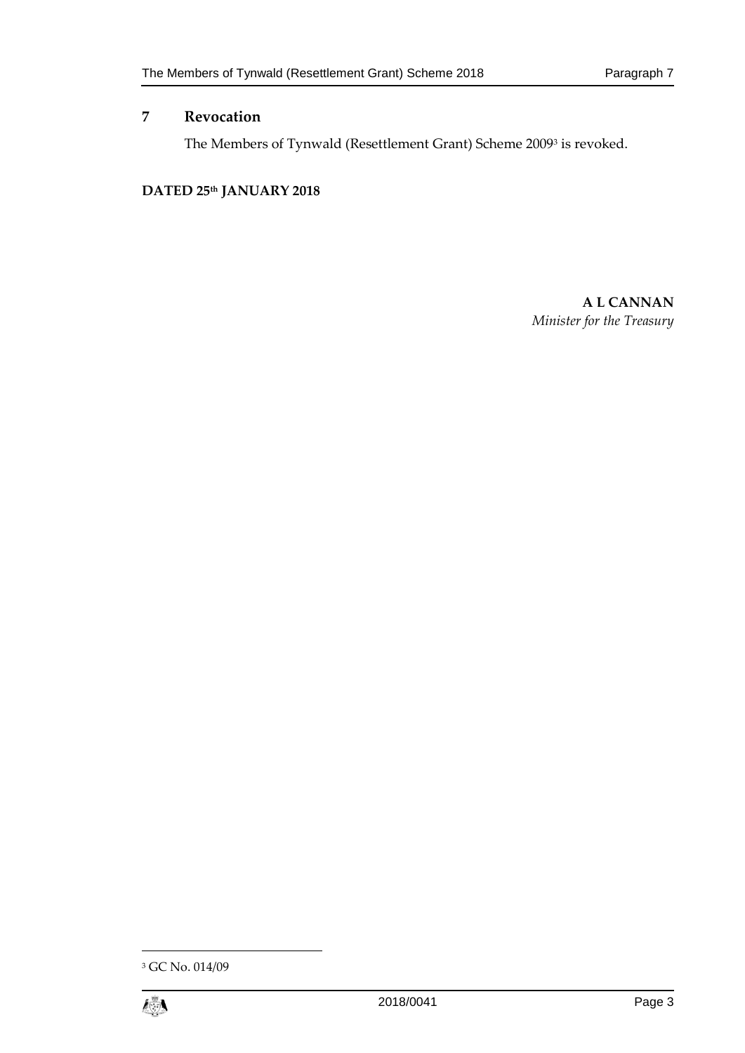## 7 Revocation

The Members of Tynwald (Resettlement Grant) Scheme 2009[3] is revoked.

**DATED 25th JANUARY 2018**

**A L CANNAN**
*Minister for the Treasury*

[3] GC No. 014/09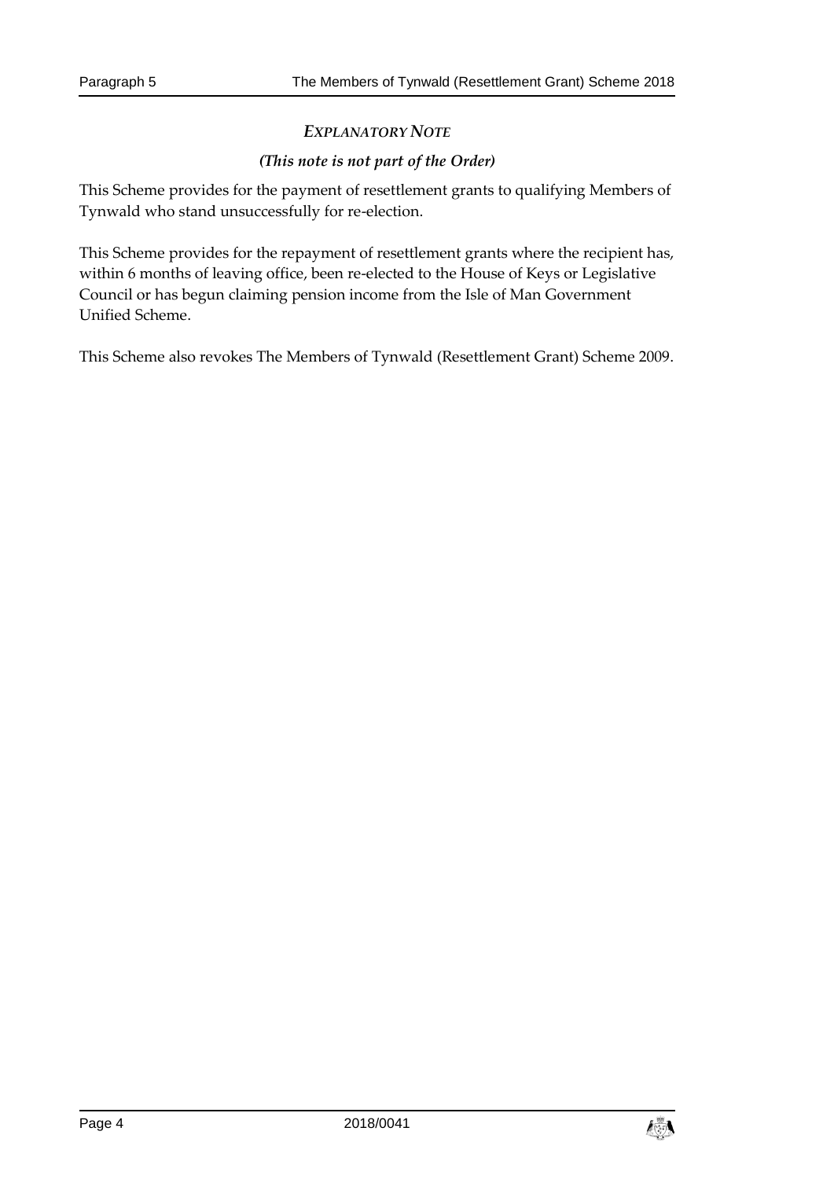## *EXPLANATORY NOTE*

***(This note is not part of the Order)***

This Scheme provides for the payment of resettlement grants to qualifying Members of Tynwald who stand unsuccessfully for re-election.

This Scheme provides for the repayment of resettlement grants where the recipient has, within 6 months of leaving office, been re-elected to the House of Keys or Legislative Council or has begun claiming pension income from the Isle of Man Government Unified Scheme.

This Scheme also revokes The Members of Tynwald (Resettlement Grant) Scheme 2009.